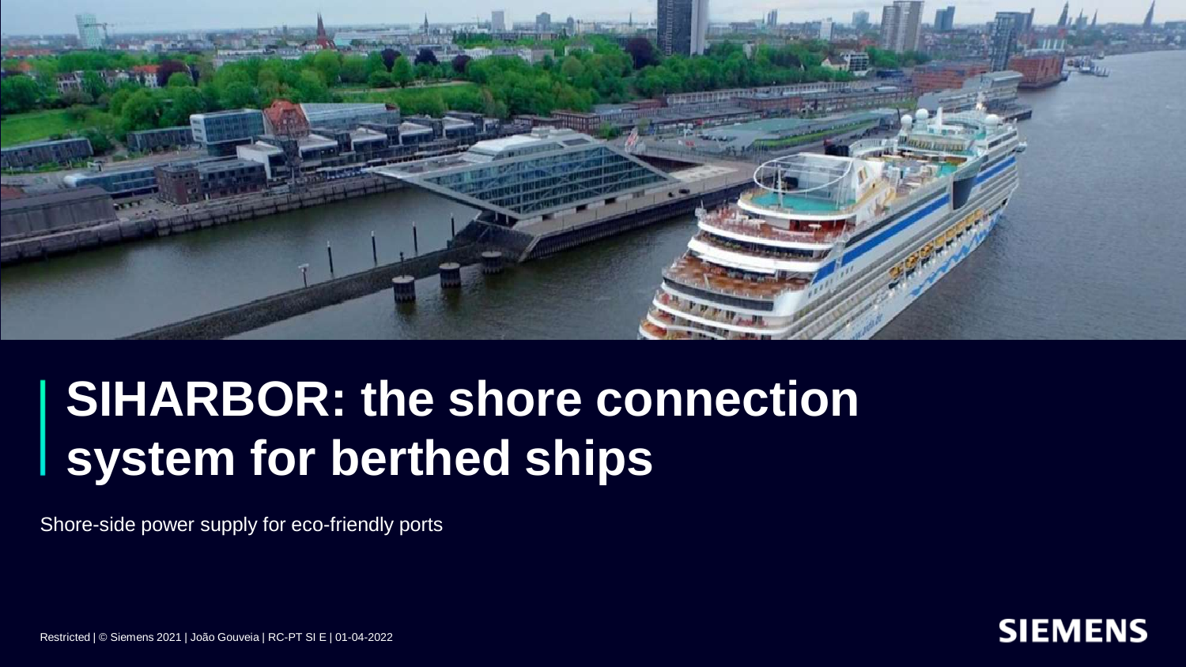# SIHARBOR: the shore connection system for berthed ships

Shore-side power supply for eco-friendly ports

Restricted | © Siemens 2021 | João Gouveia | RC-PT SI E | 01-04-2022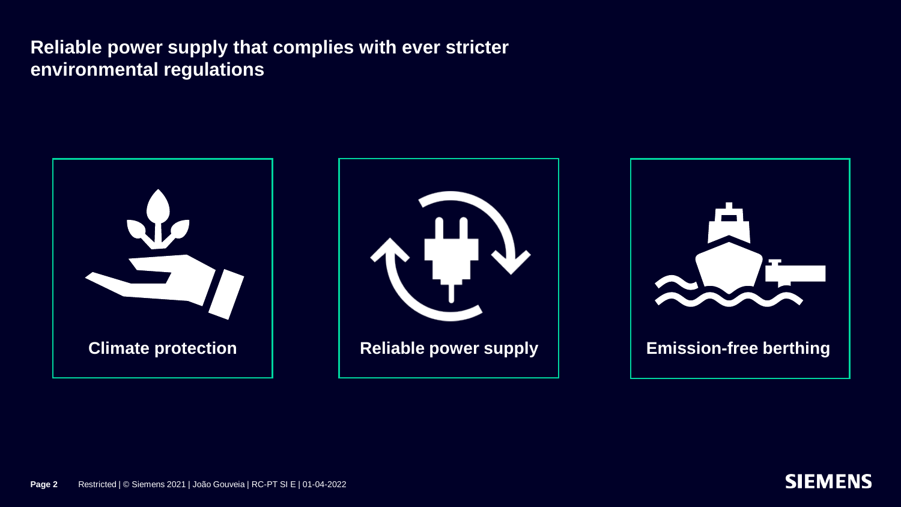# Reliable power supply that complies with ever stricter environmental regulations

**Climate protection**

**Reliable power supply**

**Emission-free berthing**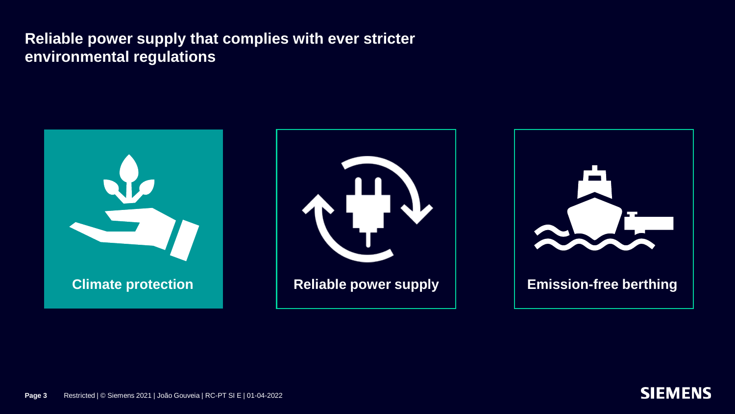# Reliable power supply that complies with ever stricter environmental regulations

**Climate protection**

**Reliable power supply**

**Emission-free berthing**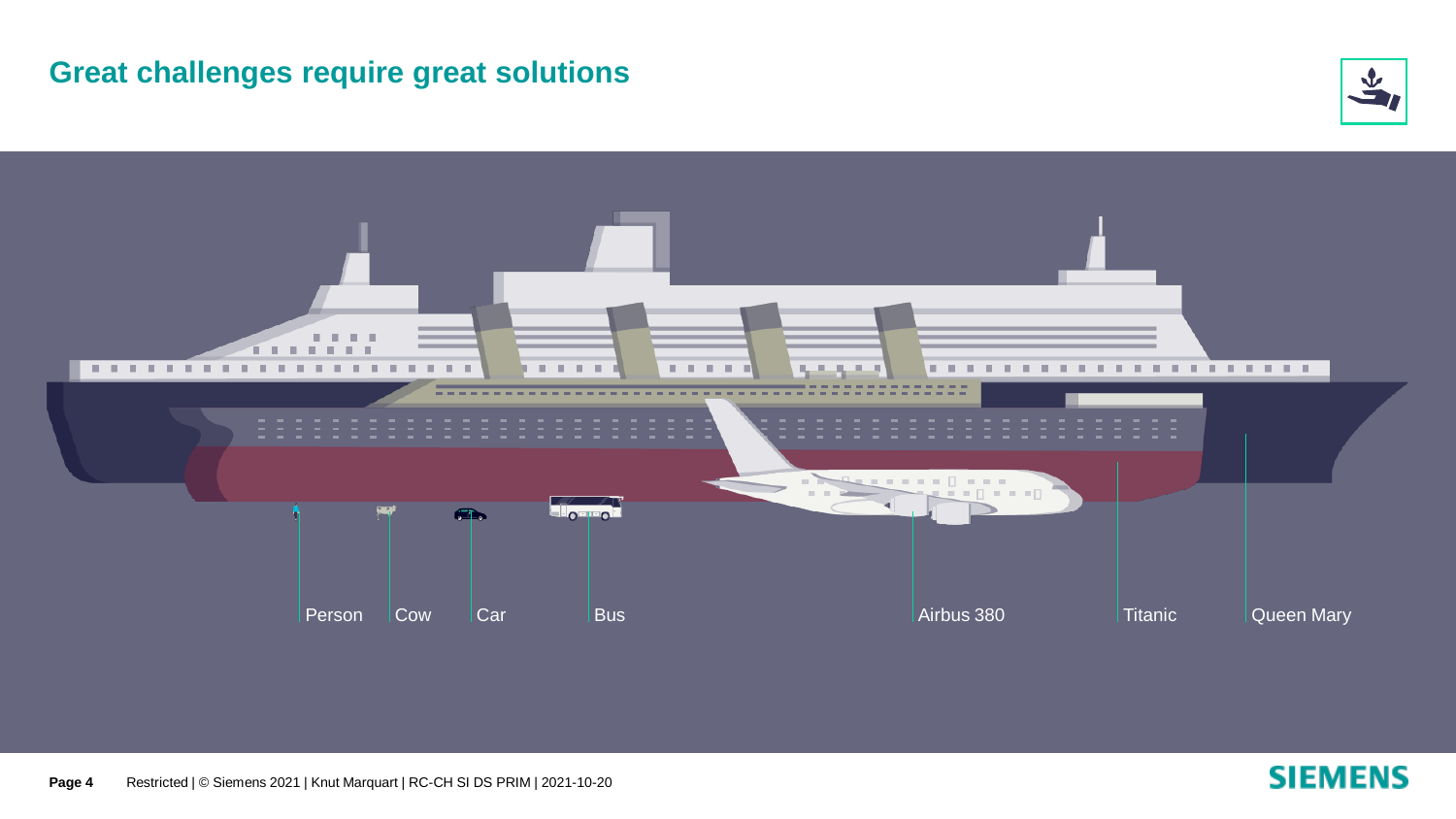# Great challenges require great solutions

Person | Cow | Car | Bus | Airbus 380 | Titanic | Queen Mary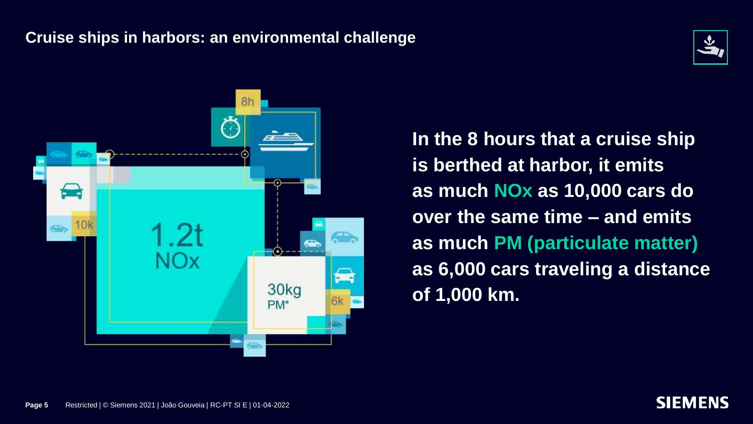## Cruise ships in harbors: an environmental challenge

8h

1.2t NOx

10k

30kg PM*

6k

**In the 8 hours that a cruise ship is berthed at harbor, it emits as much NOx as 10,000 cars do over the same time – and emits as much PM (particulate matter) as 6,000 cars traveling a distance of 1,000 km.**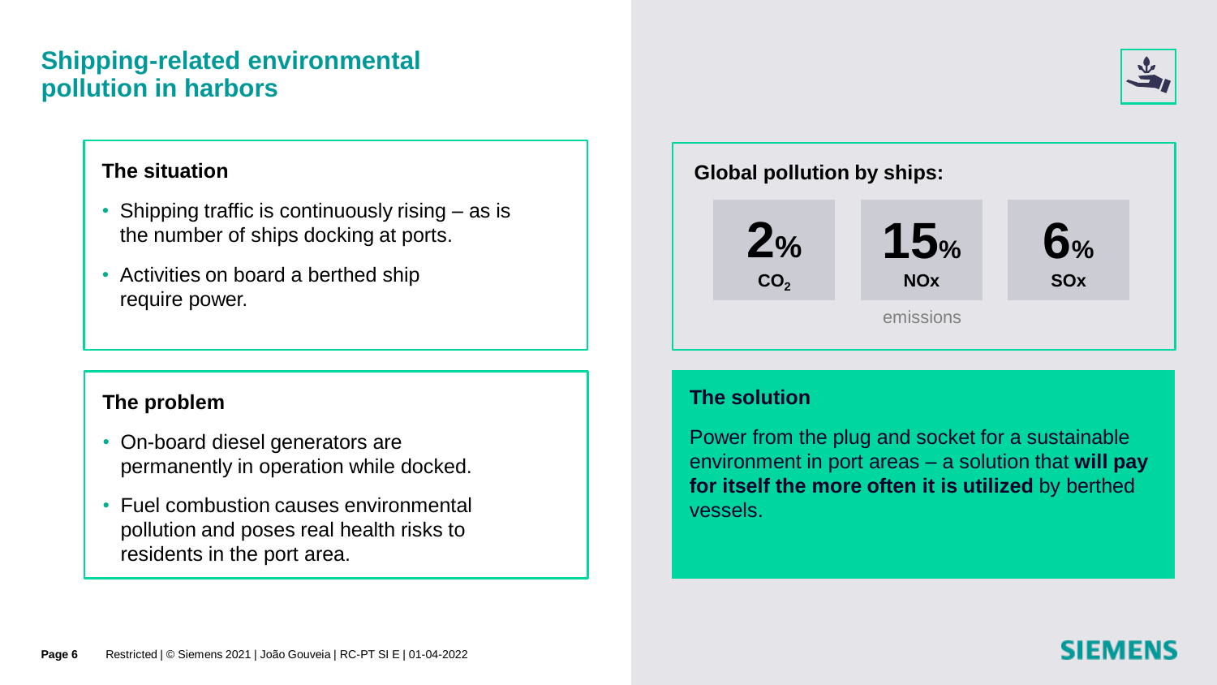# Shipping-related environmental pollution in harbors

### The situation

- Shipping traffic is continuously rising – as is the number of ships docking at ports.
- Activities on board a berthed ship require power.

### The problem

- On-board diesel generators are permanently in operation while docked.
- Fuel combustion causes environmental pollution and poses real health risks to residents in the port area.

### Global pollution by ships:

| 2% | 15% | 6% |
| --- | --- | --- |
| $CO_2$ | NOx | SOx |

emissions

### The solution

Power from the plug and socket for a sustainable environment in port areas – a solution that **will pay for itself the more often it is utilized** by berthed vessels.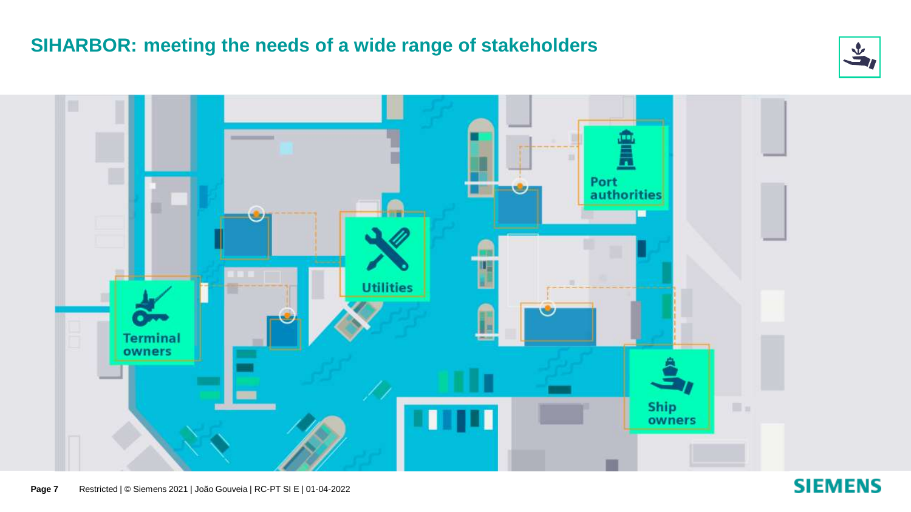## SIHARBOR: meeting the needs of a wide range of stakeholders

Port authorities

Utilities

Terminal owners

Ship owners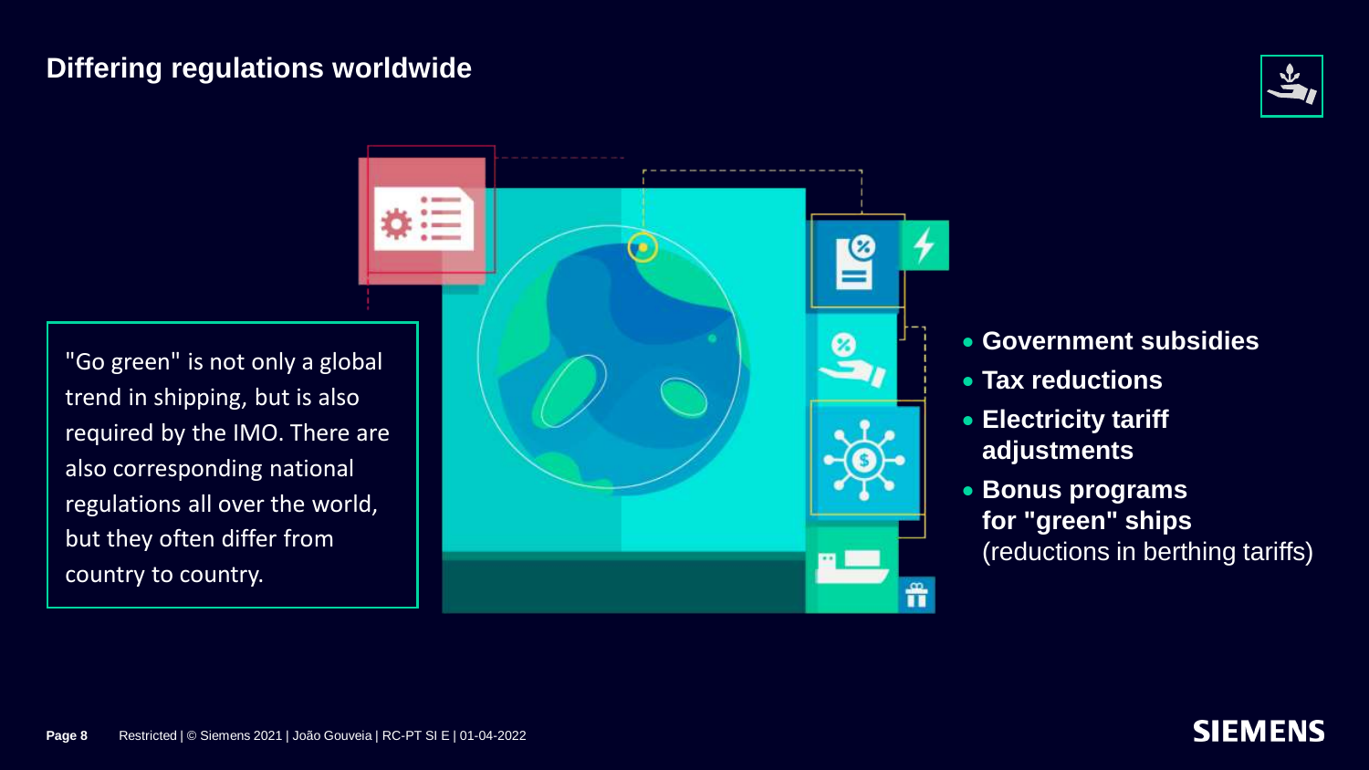# Differing regulations worldwide

"Go green" is not only a global trend in shipping, but is also required by the IMO. There are also corresponding national regulations all over the world, but they often differ from country to country.

- **Government subsidies**
- **Tax reductions**
- **Electricity tariff adjustments**
- **Bonus programs for "green" ships** (reductions in berthing tariffs)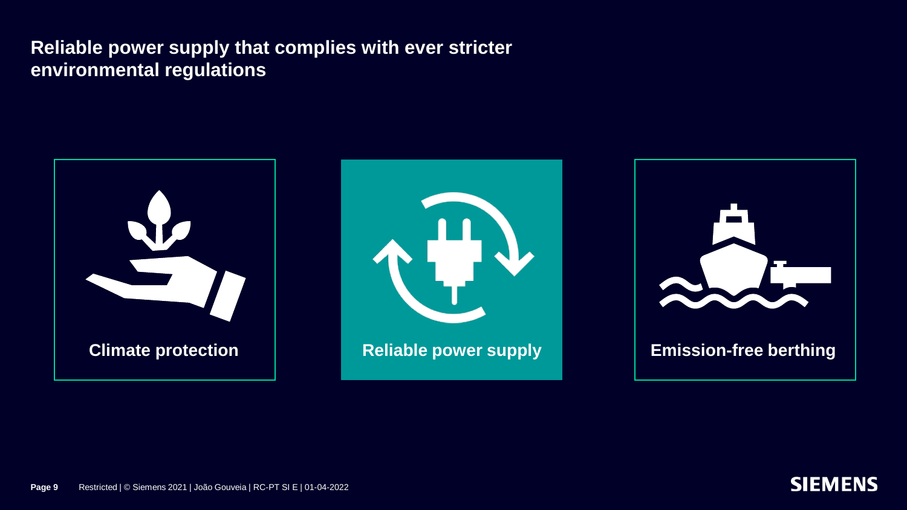## Reliable power supply that complies with ever stricter environmental regulations

**Climate protection**

**Reliable power supply**

**Emission-free berthing**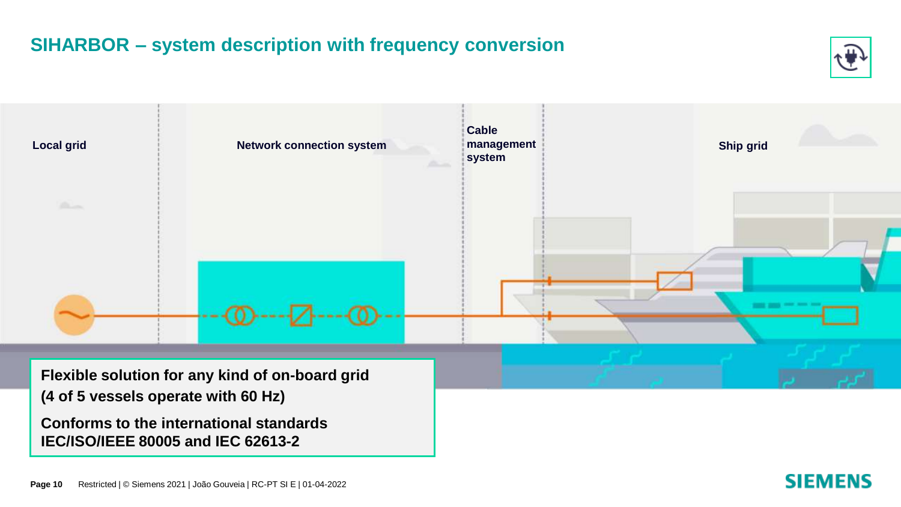# SIHARBOR – system description with frequency conversion

Local grid

Network connection system

Cable management system

Ship grid

**Flexible solution for any kind of on-board grid (4 of 5 vessels operate with 60 Hz)**

**Conforms to the international standards IEC/ISO/IEEE 80005 and IEC 62613-2**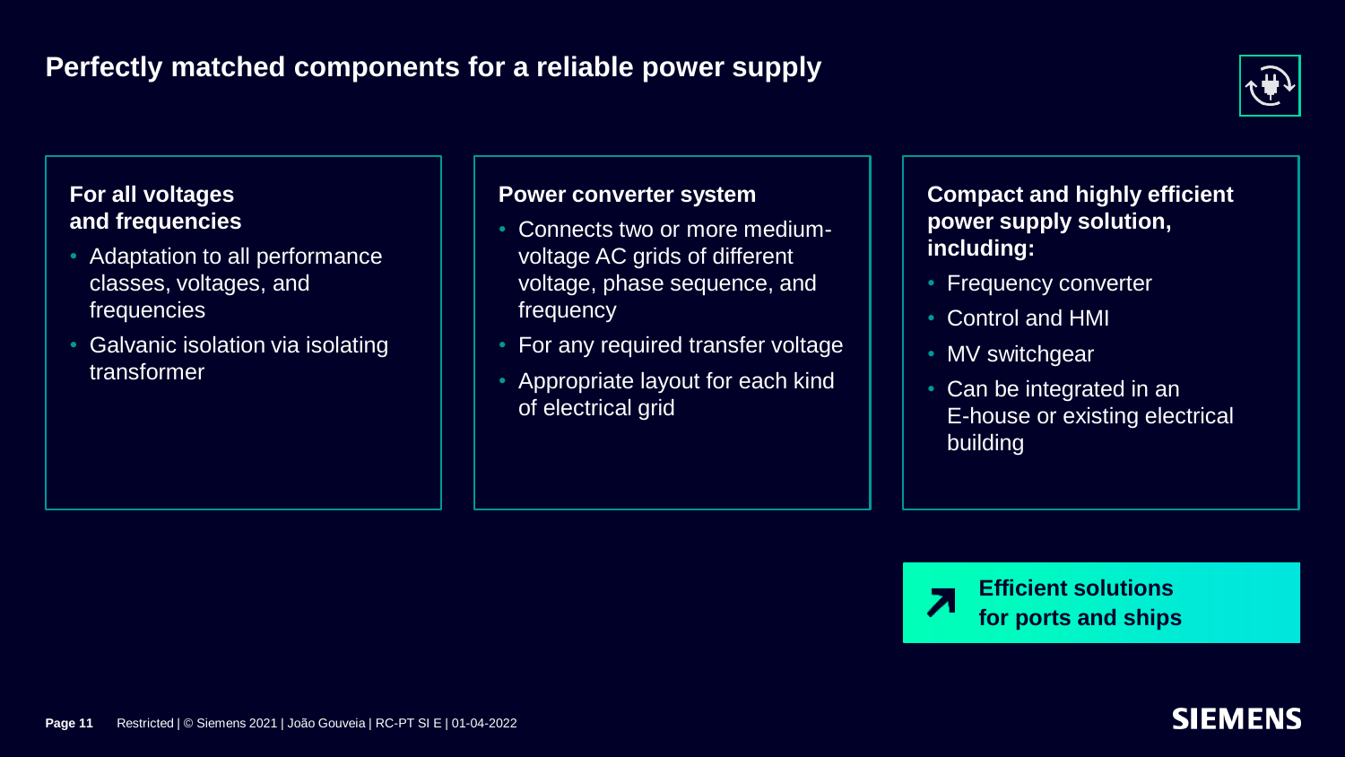# Perfectly matched components for a reliable power supply

### For all voltages and frequencies

- Adaptation to all performance classes, voltages, and frequencies
- Galvanic isolation via isolating transformer

### Power converter system

- Connects two or more medium-voltage AC grids of different voltage, phase sequence, and frequency
- For any required transfer voltage
- Appropriate layout for each kind of electrical grid

### Compact and highly efficient power supply solution, including:

- Frequency converter
- Control and HMI
- MV switchgear
- Can be integrated in an E-house or existing electrical building

**Efficient solutions for ports and ships**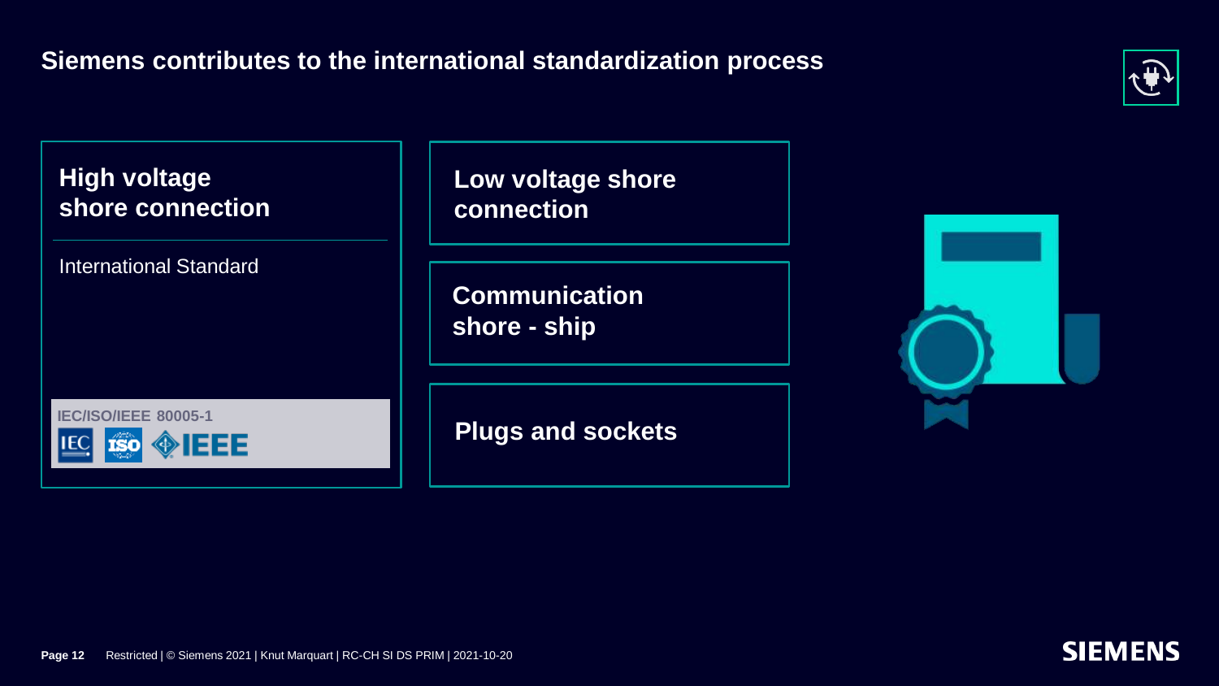# Siemens contributes to the international standardization process

## High voltage shore connection

International Standard

**IEC/ISO/IEEE 80005-1**

IEC ISO IEEE

## Low voltage shore connection

## Communication shore - ship

## Plugs and sockets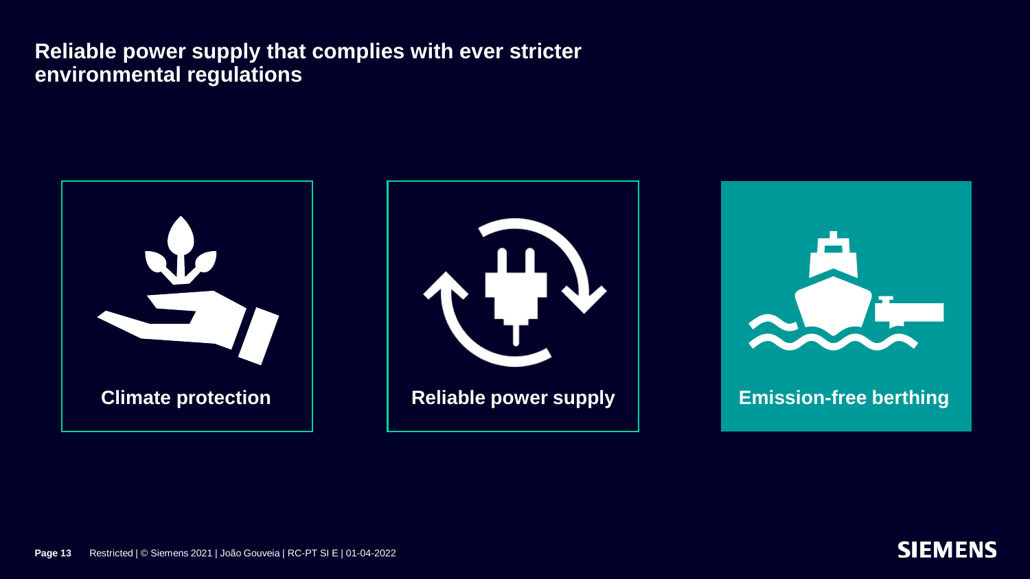# Reliable power supply that complies with ever stricter environmental regulations

**Climate protection**

**Reliable power supply**

**Emission-free berthing**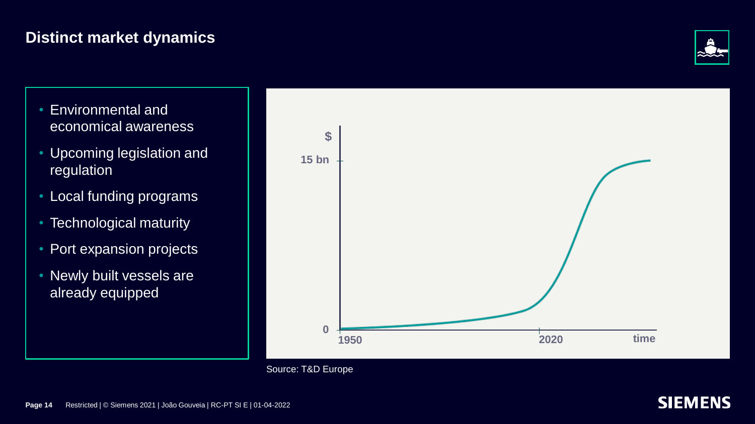# Distinct market dynamics

- Environmental and economical awareness
- Upcoming legislation and regulation
- Local funding programs
- Technological maturity
- Port expansion projects
- Newly built vessels are already equipped

$

15 bn

0

1950

2020

time

Source: T&D Europe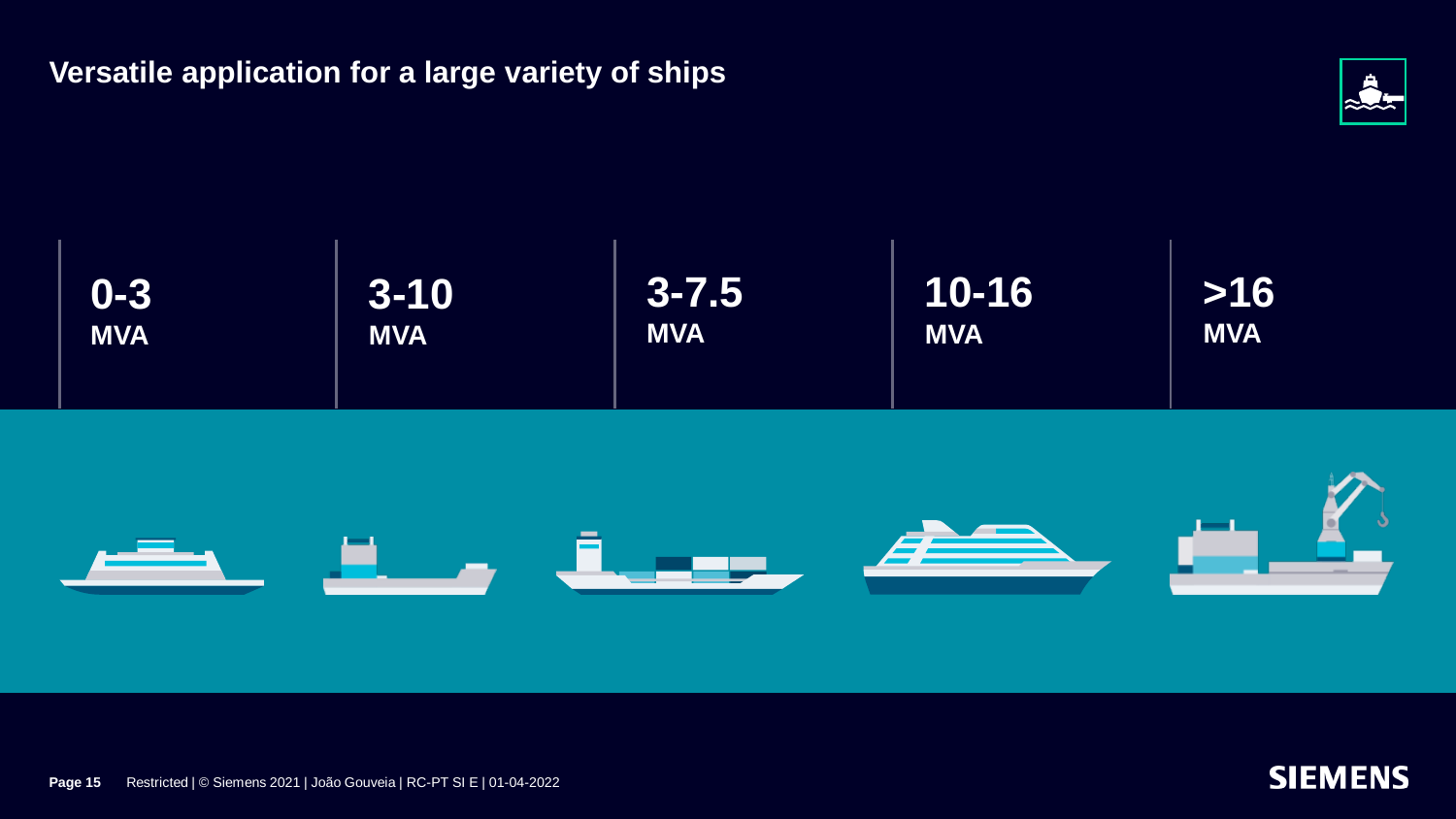# Versatile application for a large variety of ships

**0-3 MVA**

**3-10 MVA**

**3-7.5 MVA**

**10-16 MVA**

**>16 MVA**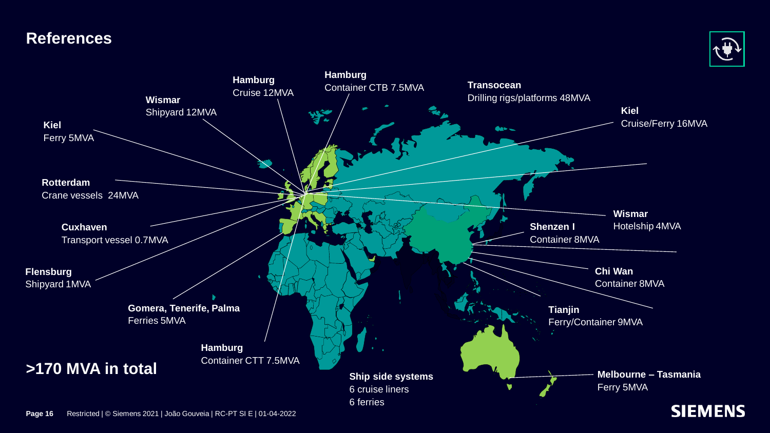# References

**Hamburg**
Cruise 12MVA

**Hamburg**
Container CTB 7.5MVA

**Transocean**
Drilling rigs/platforms 48MVA

**Wismar**
Shipyard 12MVA

**Kiel**
Cruise/Ferry 16MVA

**Kiel**
Ferry 5MVA

**Rotterdam**
Crane vessels 24MVA

**Wismar**
Hotelship 4MVA

**Cuxhaven**
Transport vessel 0.7MVA

**Shenzen I**
Container 8MVA

**Chi Wan**
Container 8MVA

**Flensburg**
Shipyard 1MVA

**Gomera, Tenerife, Palma**
Ferries 5MVA

**Tianjin**
Ferry/Container 9MVA

**Hamburg**
Container CTT 7.5MVA

**>170 MVA in total**

**Ship side systems**
6 cruise liners
6 ferries

**Melbourne – Tasmania**
Ferry 5MVA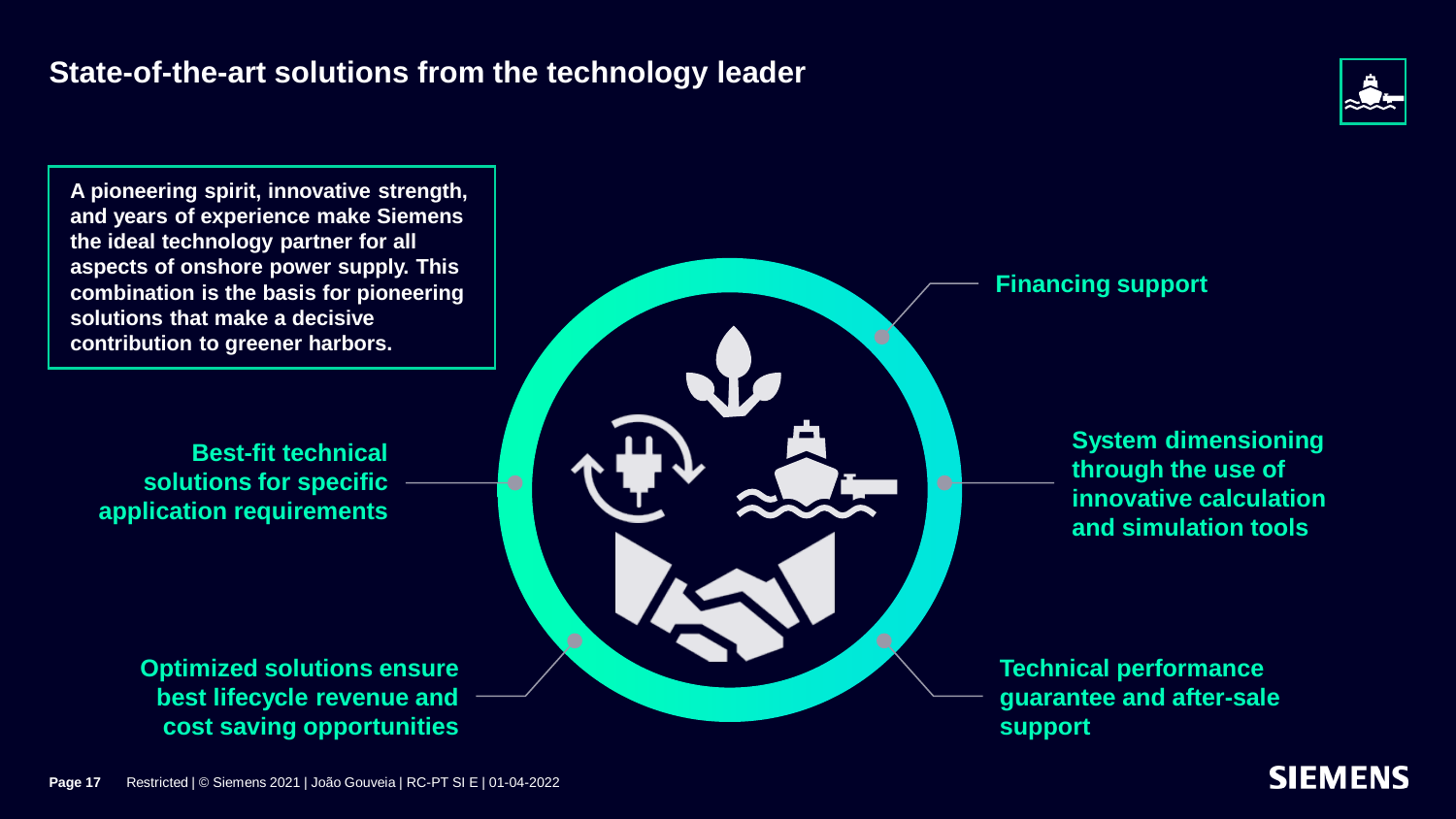# State-of-the-art solutions from the technology leader

**A pioneering spirit, innovative strength, and years of experience make Siemens the ideal technology partner for all aspects of onshore power supply. This combination is the basis for pioneering solutions that make a decisive contribution to greener harbors.**

- **Best-fit technical solutions for specific application requirements**
- **Optimized solutions ensure best lifecycle revenue and cost saving opportunities**
- **Financing support**
- **System dimensioning through the use of innovative calculation and simulation tools**
- **Technical performance guarantee and after-sale support**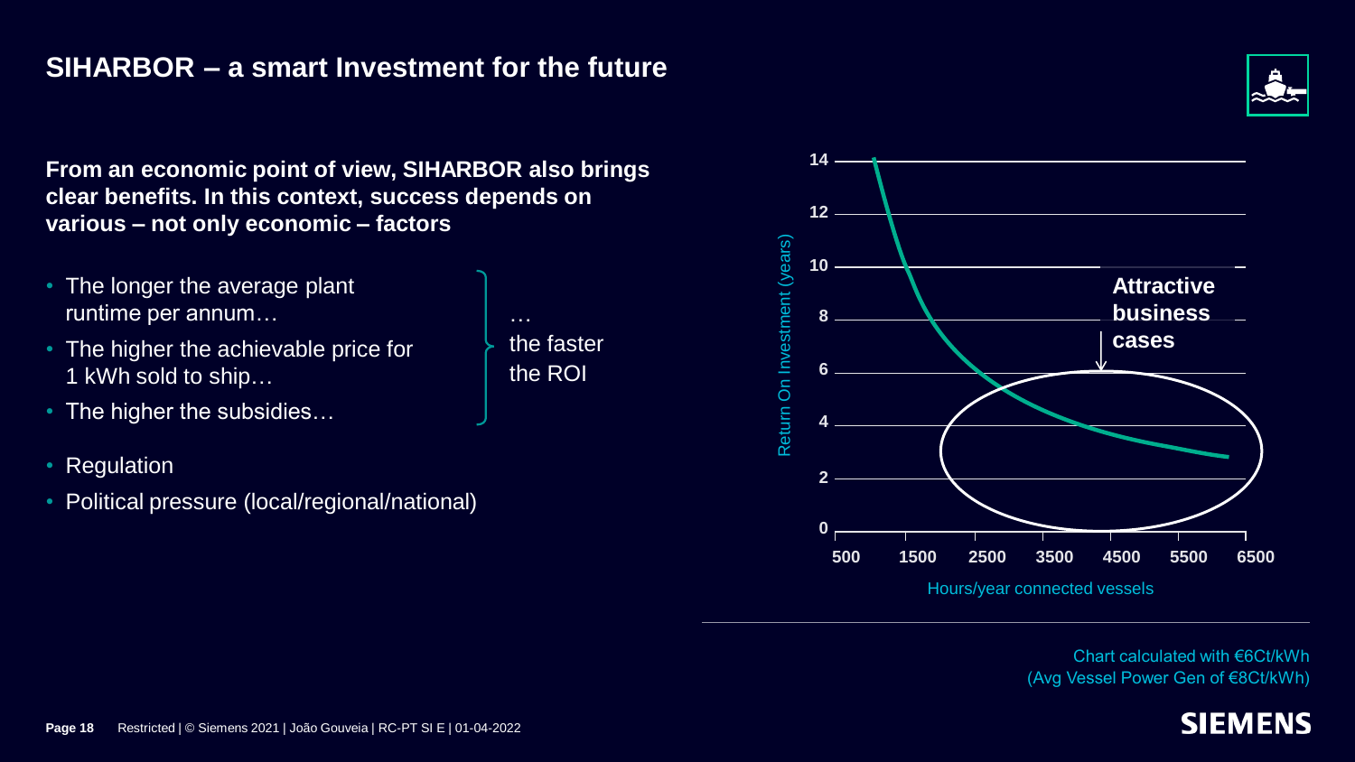## SIHARBOR – a smart Investment for the future

**From an economic point of view, SIHARBOR also brings clear benefits. In this context, success depends on various – not only economic – factors**

- The longer the average plant runtime per annum…
- The higher the achievable price for 1 kWh sold to ship…
- The higher the subsidies…

… the faster the ROI

- Regulation
- Political pressure (local/regional/national)

Return On Investment (years)

Attractive business cases

Hours/year connected vessels

Chart calculated with €6Ct/kWh (Avg Vessel Power Gen of €8Ct/kWh)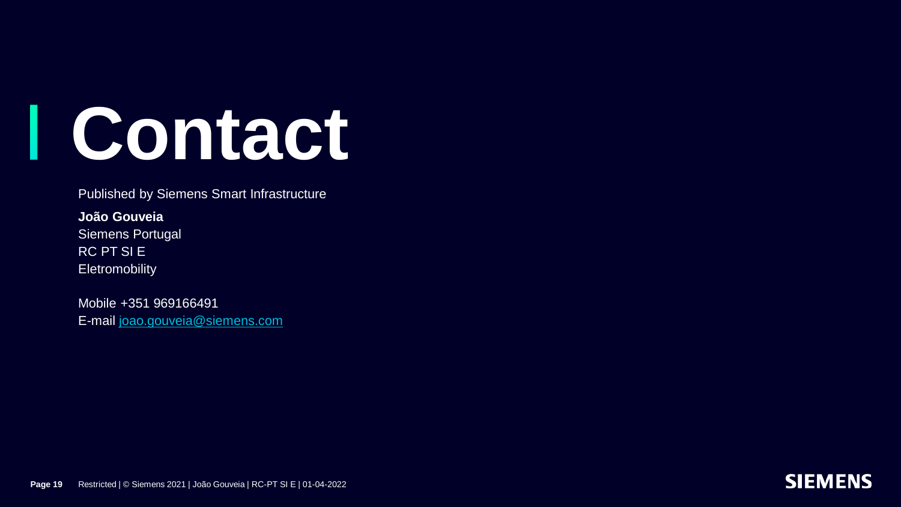# Contact

Published by Siemens Smart Infrastructure

**João Gouveia**
Siemens Portugal
RC PT SI E
Eletromobility

Mobile +351 969166491
E-mail joao.gouveia@siemens.com